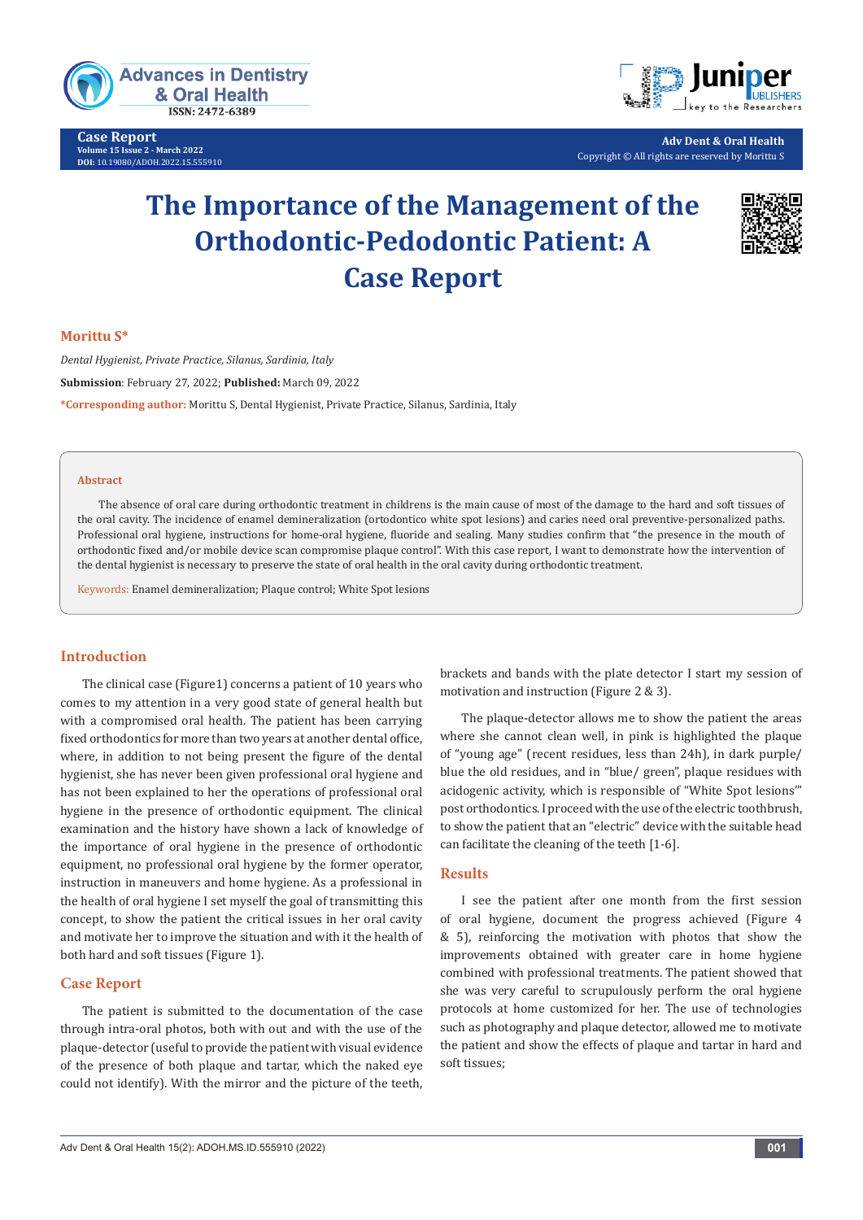Case Report
Volume 15 Issue 2 - March 2022
DOI: 10.19080/ADOH.2022.15.555910

Adv Dent & Oral Health
Copyright © All rights are reserved by Morittu S

# The Importance of the Management of the Orthodontic-Pedodontic Patient: A Case Report

**Morittu S***

*Dental Hygienist, Private Practice, Silanus, Sardinia, Italy*

**Submission**: February 27, 2022; **Published:** March 09, 2022

***Corresponding author:** Morittu S, Dental Hygienist, Private Practice, Silanus, Sardinia, Italy

## Abstract

The absence of oral care during orthodontic treatment in childrens is the main cause of most of the damage to the hard and soft tissues of the oral cavity. The incidence of enamel demineralization (ortodontico white spot lesions) and caries need oral preventive-personalized paths. Professional oral hygiene, instructions for home-oral hygiene, fluoride and sealing. Many studies confirm that "the presence in the mouth of orthodontic fixed and/or mobile device scan compromise plaque control". With this case report, I want to demonstrate how the intervention of the dental hygienist is necessary to preserve the state of oral health in the oral cavity during orthodontic treatment.

Keywords: Enamel demineralization; Plaque control; White Spot lesions

## Introduction

The clinical case (Figure1) concerns a patient of 10 years who comes to my attention in a very good state of general health but with a compromised oral health. The patient has been carrying fixed orthodontics for more than two years at another dental office, where, in addition to not being present the figure of the dental hygienist, she has never been given professional oral hygiene and has not been explained to her the operations of professional oral hygiene in the presence of orthodontic equipment. The clinical examination and the history have shown a lack of knowledge of the importance of oral hygiene in the presence of orthodontic equipment, no professional oral hygiene by the former operator, instruction in maneuvers and home hygiene. As a professional in the health of oral hygiene I set myself the goal of transmitting this concept, to show the patient the critical issues in her oral cavity and motivate her to improve the situation and with it the health of both hard and soft tissues (Figure 1).

## Case Report

The patient is submitted to the documentation of the case through intra-oral photos, both with out and with the use of the plaque-detector (useful to provide the patient with visual evidence of the presence of both plaque and tartar, which the naked eye could not identify). With the mirror and the picture of the teeth, brackets and bands with the plate detector I start my session of motivation and instruction (Figure 2 & 3).

The plaque-detector allows me to show the patient the areas where she cannot clean well, in pink is highlighted the plaque of "young age" (recent residues, less than 24h), in dark purple/ blue the old residues, and in "blue/ green", plaque residues with acidogenic activity, which is responsible of "White Spot lesions"' post orthodontics. I proceed with the use of the electric toothbrush, to show the patient that an "electric" device with the suitable head can facilitate the cleaning of the teeth [1-6].

## Results

I see the patient after one month from the first session of oral hygiene, document the progress achieved (Figure 4 & 5), reinforcing the motivation with photos that show the improvements obtained with greater care in home hygiene combined with professional treatments. The patient showed that she was very careful to scrupulously perform the oral hygiene protocols at home customized for her. The use of technologies such as photography and plaque detector, allowed me to motivate the patient and show the effects of plaque and tartar in hard and soft tissues;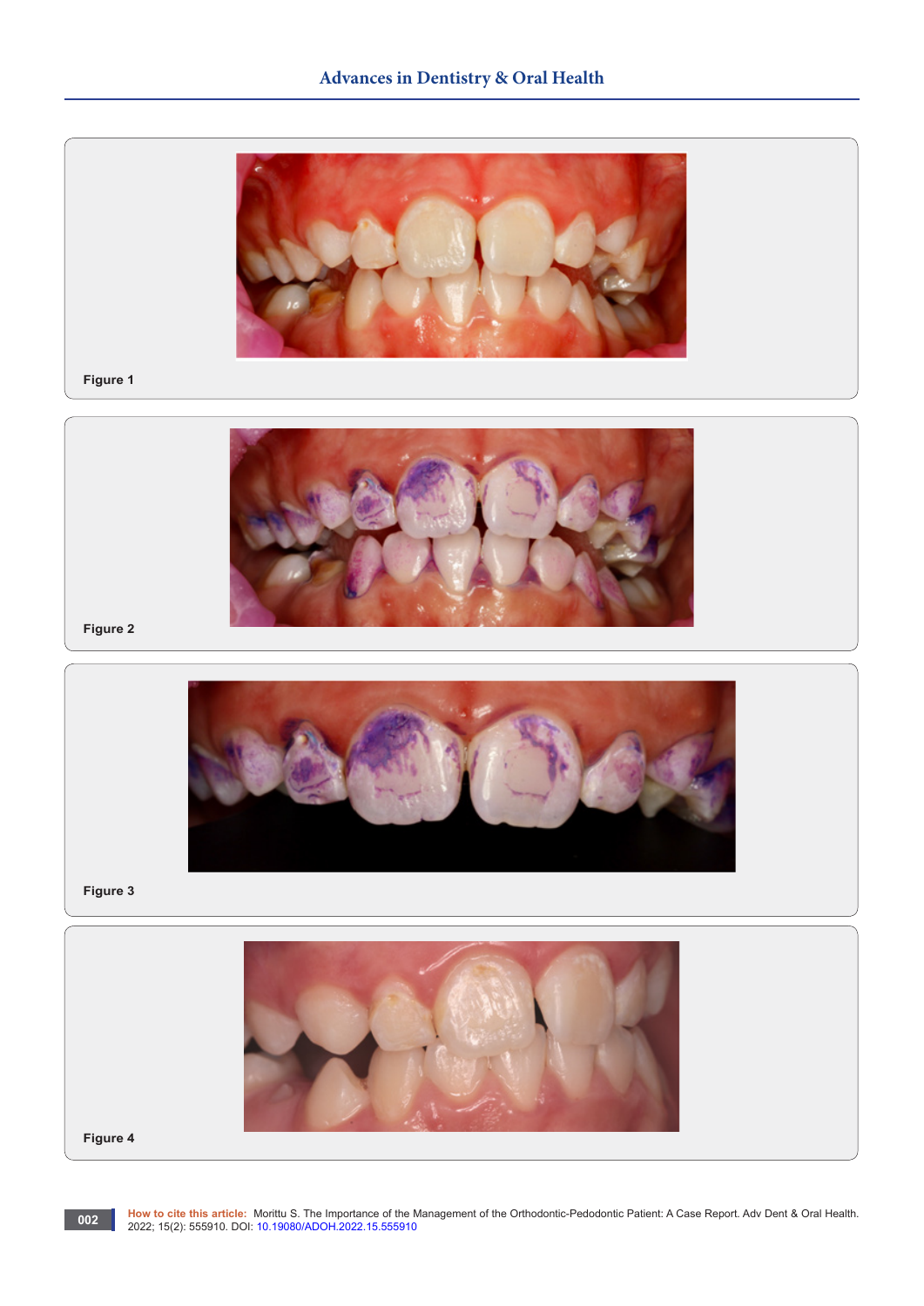Figure 1

Figure 2

Figure 3

Figure 4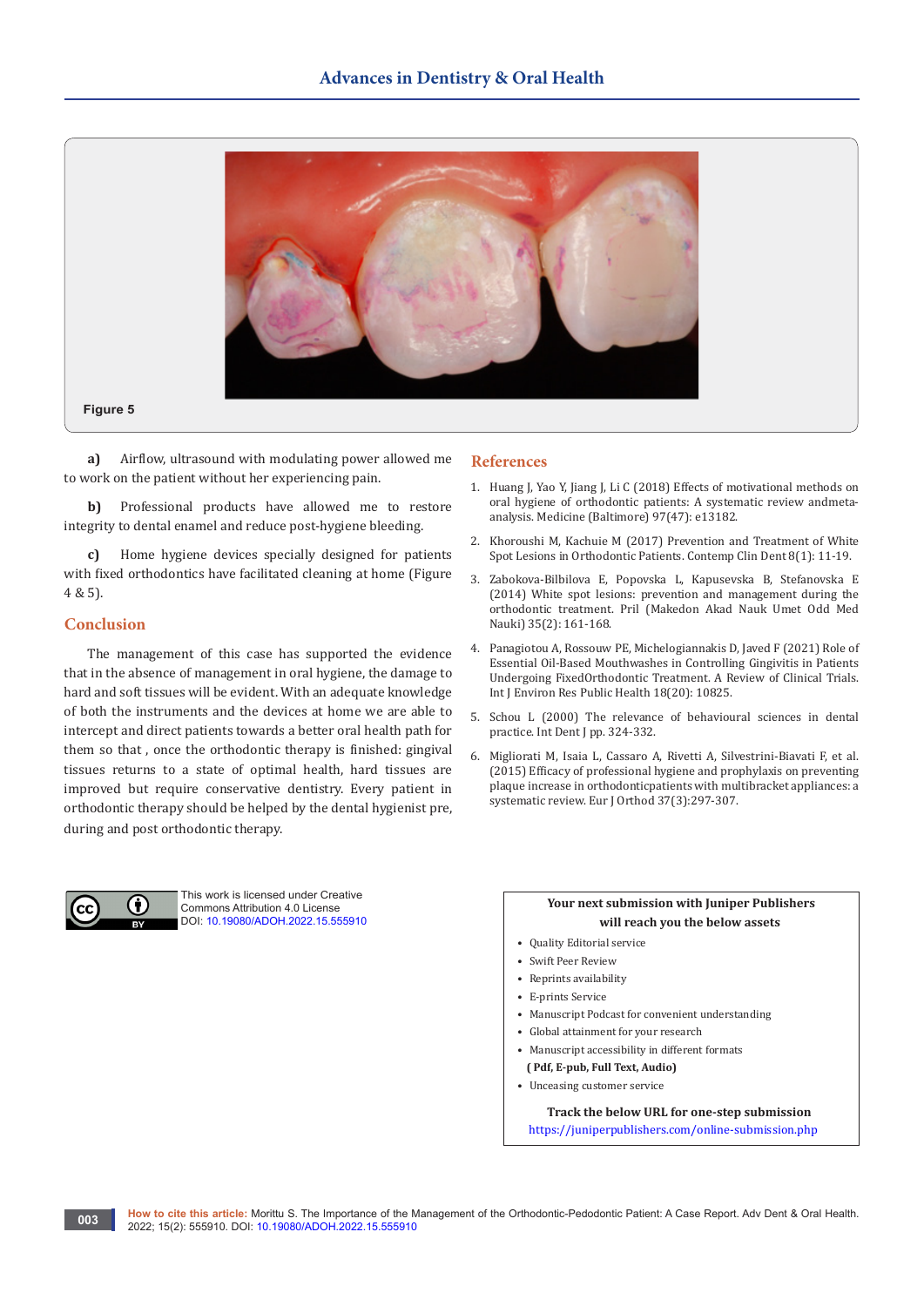Figure 5

**a)** Airflow, ultrasound with modulating power allowed me to work on the patient without her experiencing pain.

**b)** Professional products have allowed me to restore integrity to dental enamel and reduce post-hygiene bleeding.

**c)** Home hygiene devices specially designed for patients with fixed orthodontics have facilitated cleaning at home (Figure 4 & 5).

## Conclusion

The management of this case has supported the evidence that in the absence of management in oral hygiene, the damage to hard and soft tissues will be evident. With an adequate knowledge of both the instruments and the devices at home we are able to intercept and direct patients towards a better oral health path for them so that , once the orthodontic therapy is finished: gingival tissues returns to a state of optimal health, hard tissues are improved but require conservative dentistry. Every patient in orthodontic therapy should be helped by the dental hygienist pre, during and post orthodontic therapy.

## References

1. Huang J, Yao Y, Jiang J, Li C (2018) Effects of motivational methods on oral hygiene of orthodontic patients: A systematic review andmeta-analysis. Medicine (Baltimore) 97(47): e13182.
2. Khoroushi M, Kachuie M (2017) Prevention and Treatment of White Spot Lesions in Orthodontic Patients. Contemp Clin Dent 8(1): 11-19.
3. Zabokova-Bilbilova E, Popovska L, Kapusevska B, Stefanovska E (2014) White spot lesions: prevention and management during the orthodontic treatment. Pril (Makedon Akad Nauk Umet Odd Med Nauki) 35(2): 161-168.
4. Panagiotou A, Rossouw PE, Michelogiannakis D, Javed F (2021) Role of Essential Oil-Based Mouthwashes in Controlling Gingivitis in Patients Undergoing FixedOrthodontic Treatment. A Review of Clinical Trials. Int J Environ Res Public Health 18(20): 10825.
5. Schou L (2000) The relevance of behavioural sciences in dental practice. Int Dent J pp. 324-332.
6. Migliorati M, Isaia L, Cassaro A, Rivetti A, Silvestrini-Biavati F, et al. (2015) Efficacy of professional hygiene and prophylaxis on preventing plaque increase in orthodonticpatients with multibracket appliances: a systematic review. Eur J Orthod 37(3):297-307.

This work is licensed under Creative Commons Attribution 4.0 License
DOI: 10.19080/ADOH.2022.15.555910

**Your next submission with Juniper Publishers will reach you the below assets**

- Quality Editorial service
- Swift Peer Review
- Reprints availability
- E-prints Service
- Manuscript Podcast for convenient understanding
- Global attainment for your research
- Manuscript accessibility in different formats

**( Pdf, E-pub, Full Text, Audio)**

- Unceasing customer service

**Track the below URL for one-step submission**
https://juniperpublishers.com/online-submission.php

**How to cite this article:** Morittu S. The Importance of the Management of the Orthodontic-Pedodontic Patient: A Case Report. Adv Dent & Oral Health. 2022; 15(2): 555910. DOI: 10.19080/ADOH.2022.15.555910